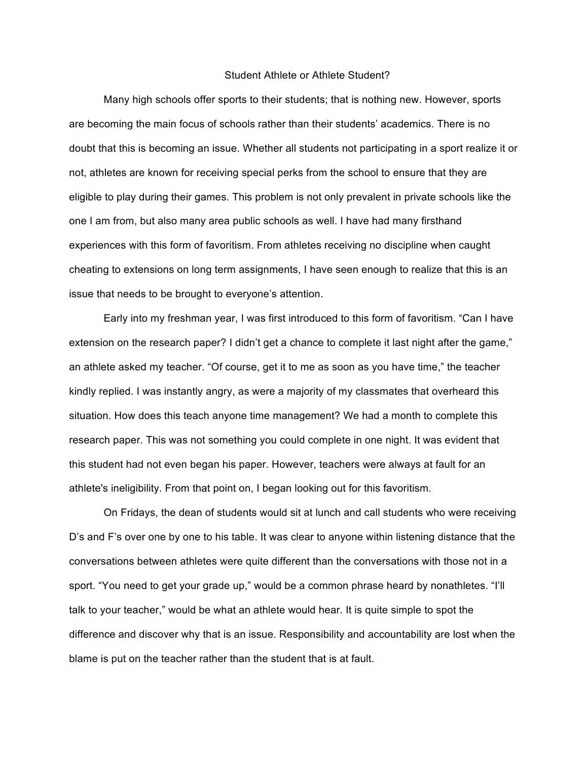# Student Athlete or Athlete Student?

Many high schools offer sports to their students; that is nothing new. However, sports are becoming the main focus of schools rather than their students' academics. There is no doubt that this is becoming an issue. Whether all students not participating in a sport realize it or not, athletes are known for receiving special perks from the school to ensure that they are eligible to play during their games. This problem is not only prevalent in private schools like the one I am from, but also many area public schools as well. I have had many firsthand experiences with this form of favoritism. From athletes receiving no discipline when caught cheating to extensions on long term assignments, I have seen enough to realize that this is an issue that needs to be brought to everyone's attention.

Early into my freshman year, I was first introduced to this form of favoritism. "Can I have extension on the research paper? I didn't get a chance to complete it last night after the game," an athlete asked my teacher. "Of course, get it to me as soon as you have time," the teacher kindly replied. I was instantly angry, as were a majority of my classmates that overheard this situation. How does this teach anyone time management? We had a month to complete this research paper. This was not something you could complete in one night. It was evident that this student had not even began his paper. However, teachers were always at fault for an athlete's ineligibility. From that point on, I began looking out for this favoritism.

On Fridays, the dean of students would sit at lunch and call students who were receiving D's and F's over one by one to his table. It was clear to anyone within listening distance that the conversations between athletes were quite different than the conversations with those not in a sport. "You need to get your grade up," would be a common phrase heard by nonathletes. "I'll talk to your teacher," would be what an athlete would hear. It is quite simple to spot the difference and discover why that is an issue. Responsibility and accountability are lost when the blame is put on the teacher rather than the student that is at fault.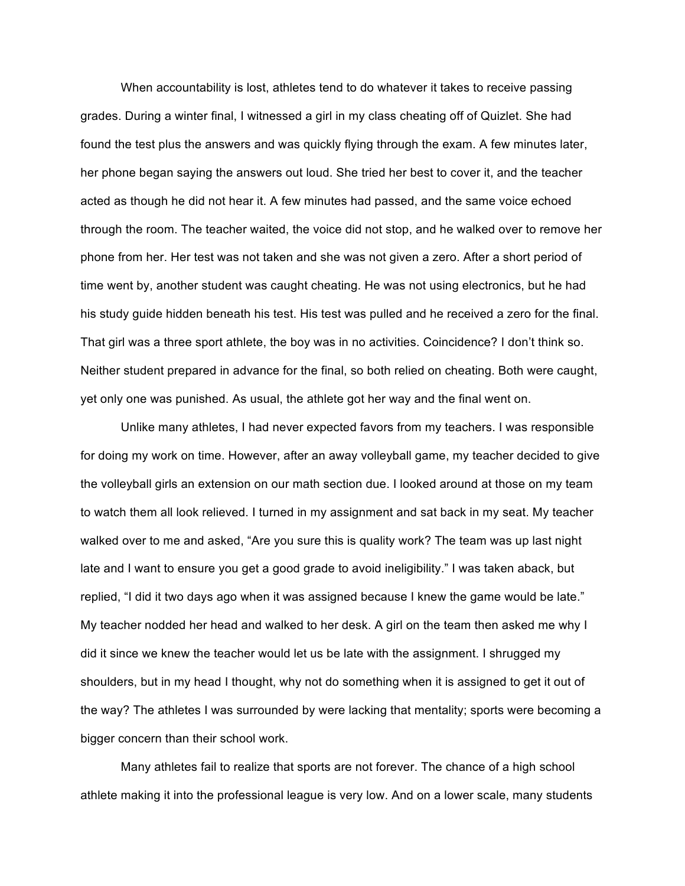When accountability is lost, athletes tend to do whatever it takes to receive passing grades. During a winter final, I witnessed a girl in my class cheating off of Quizlet. She had found the test plus the answers and was quickly flying through the exam. A few minutes later, her phone began saying the answers out loud. She tried her best to cover it, and the teacher acted as though he did not hear it. A few minutes had passed, and the same voice echoed through the room. The teacher waited, the voice did not stop, and he walked over to remove her phone from her. Her test was not taken and she was not given a zero. After a short period of time went by, another student was caught cheating. He was not using electronics, but he had his study guide hidden beneath his test. His test was pulled and he received a zero for the final. That girl was a three sport athlete, the boy was in no activities. Coincidence? I don't think so. Neither student prepared in advance for the final, so both relied on cheating. Both were caught, yet only one was punished. As usual, the athlete got her way and the final went on.

Unlike many athletes, I had never expected favors from my teachers. I was responsible for doing my work on time. However, after an away volleyball game, my teacher decided to give the volleyball girls an extension on our math section due. I looked around at those on my team to watch them all look relieved. I turned in my assignment and sat back in my seat. My teacher walked over to me and asked, "Are you sure this is quality work? The team was up last night late and I want to ensure you get a good grade to avoid ineligibility." I was taken aback, but replied, "I did it two days ago when it was assigned because I knew the game would be late." My teacher nodded her head and walked to her desk. A girl on the team then asked me why I did it since we knew the teacher would let us be late with the assignment. I shrugged my shoulders, but in my head I thought, why not do something when it is assigned to get it out of the way? The athletes I was surrounded by were lacking that mentality; sports were becoming a bigger concern than their school work.

Many athletes fail to realize that sports are not forever. The chance of a high school athlete making it into the professional league is very low. And on a lower scale, many students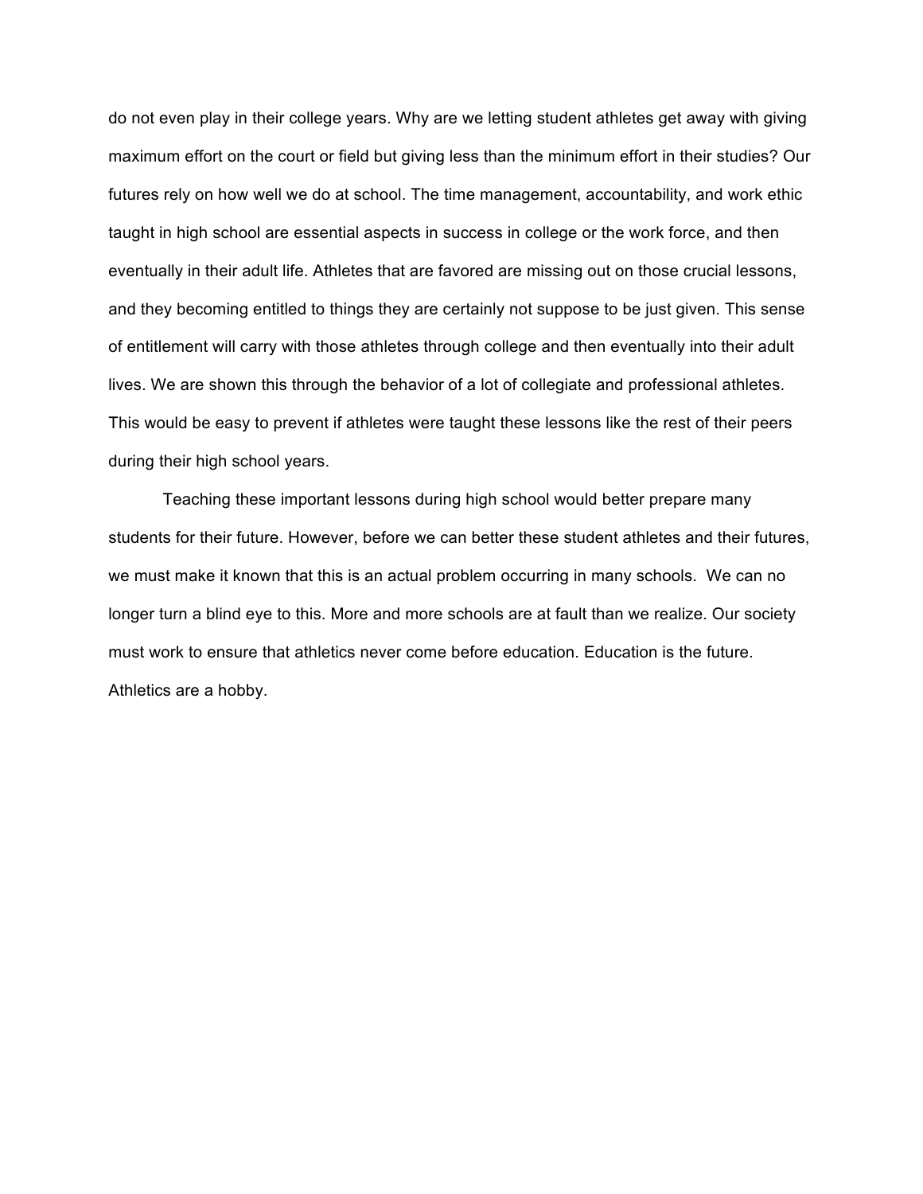do not even play in their college years. Why are we letting student athletes get away with giving maximum effort on the court or field but giving less than the minimum effort in their studies? Our futures rely on how well we do at school. The time management, accountability, and work ethic taught in high school are essential aspects in success in college or the work force, and then eventually in their adult life. Athletes that are favored are missing out on those crucial lessons, and they becoming entitled to things they are certainly not suppose to be just given. This sense of entitlement will carry with those athletes through college and then eventually into their adult lives. We are shown this through the behavior of a lot of collegiate and professional athletes. This would be easy to prevent if athletes were taught these lessons like the rest of their peers during their high school years.

Teaching these important lessons during high school would better prepare many students for their future. However, before we can better these student athletes and their futures, we must make it known that this is an actual problem occurring in many schools. We can no longer turn a blind eye to this. More and more schools are at fault than we realize. Our society must work to ensure that athletics never come before education. Education is the future. Athletics are a hobby.